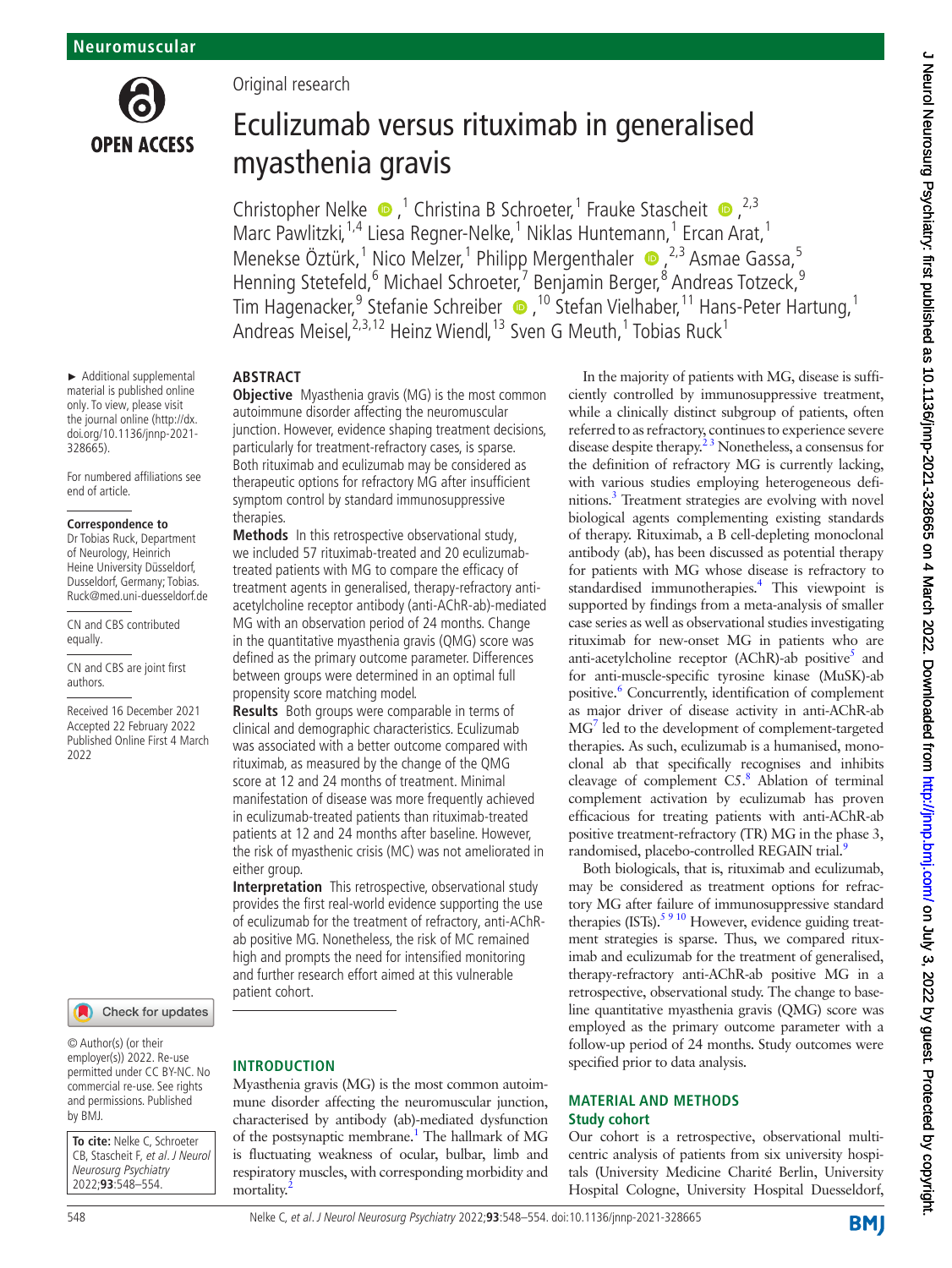Original research

# Eculizumab versus rituximab in generalised myasthenia gravis

Christopher Nelke,[1] Christina B Schroeter,[1] Frauke Stascheit,[2,3] Marc Pawlitzki,[1,4] Liesa Regner-Nelke,[1] Niklas Huntemann,[1] Ercan Arat,[1] Menekse Öztürk,[1] Nico Melzer,[1] Philipp Mergenthaler,[2,3] Asmae Gassa,[5] Henning Stetefeld,[6] Michael Schroeter,[7] Benjamin Berger,[8] Andreas Totzeck,[9] Tim Hagenacker,[9] Stefanie Schreiber,[10] Stefan Vielhaber,[11] Hans-Peter Hartung,[1] Andreas Meisel,[2,3,12] Heinz Wiendl,[13] Sven G Meuth,[1] Tobias Ruck[1]

► Additional supplemental material is published online only. To view, please visit the journal online (http://dx.doi.org/10.1136/jnnp-2021-328665).

For numbered affiliations see end of article.

**Correspondence to**
Dr Tobias Ruck, Department of Neurology, Heinrich Heine University Düsseldorf, Dusseldorf, Germany; Tobias.Ruck@med.uni-duesseldorf.de

CN and CBS contributed equally.

CN and CBS are joint first authors.

Received 16 December 2021
Accepted 22 February 2022
Published Online First 4 March 2022

© Author(s) (or their employer(s)) 2022. Re-use permitted under CC BY-NC. No commercial re-use. See rights and permissions. Published by BMJ.

**To cite:** Nelke C, Schroeter CB, Stascheit F, *et al*. *J Neurol Neurosurg Psychiatry* 2022;**93**:548–554.

## ABSTRACT

**Objective** Myasthenia gravis (MG) is the most common autoimmune disorder affecting the neuromuscular junction. However, evidence shaping treatment decisions, particularly for treatment-refractory cases, is sparse. Both rituximab and eculizumab may be considered as therapeutic options for refractory MG after insufficient symptom control by standard immunosuppressive therapies.

**Methods** In this retrospective observational study, we included 57 rituximab-treated and 20 eculizumab-treated patients with MG to compare the efficacy of treatment agents in generalised, therapy-refractory anti-acetylcholine receptor antibody (anti-AChR-ab)-mediated MG with an observation period of 24 months. Change in the quantitative myasthenia gravis (QMG) score was defined as the primary outcome parameter. Differences between groups were determined in an optimal full propensity score matching model.

**Results** Both groups were comparable in terms of clinical and demographic characteristics. Eculizumab was associated with a better outcome compared with rituximab, as measured by the change of the QMG score at 12 and 24 months of treatment. Minimal manifestation of disease was more frequently achieved in eculizumab-treated patients than rituximab-treated patients at 12 and 24 months after baseline. However, the risk of myasthenic crisis (MC) was not ameliorated in either group.

**Interpretation** This retrospective, observational study provides the first real-world evidence supporting the use of eculizumab for the treatment of refractory, anti-AChR-ab positive MG. Nonetheless, the risk of MC remained high and prompts the need for intensified monitoring and further research effort aimed at this vulnerable patient cohort.

## INTRODUCTION

Myasthenia gravis (MG) is the most common autoimmune disorder affecting the neuromuscular junction, characterised by antibody (ab)-mediated dysfunction of the postsynaptic membrane.[1] The hallmark of MG is fluctuating weakness of ocular, bulbar, limb and respiratory muscles, with corresponding morbidity and mortality.[2]

In the majority of patients with MG, disease is sufficiently controlled by immunosuppressive treatment, while a clinically distinct subgroup of patients, often referred to as refractory, continues to experience severe disease despite therapy.[2,3] Nonetheless, a consensus for the definition of refractory MG is currently lacking, with various studies employing heterogeneous definitions.[3] Treatment strategies are evolving with novel biological agents complementing existing standards of therapy. Rituximab, a B cell-depleting monoclonal antibody (ab), has been discussed as potential therapy for patients with MG whose disease is refractory to standardised immunotherapies.[4] This viewpoint is supported by findings from a meta-analysis of smaller case series as well as observational studies investigating rituximab for new-onset MG in patients who are anti-acetylcholine receptor (AChR)-ab positive[5] and for anti-muscle-specific tyrosine kinase (MuSK)-ab positive.[6] Concurrently, identification of complement as major driver of disease activity in anti-AChR-ab MG[7] led to the development of complement-targeted therapies. As such, eculizumab is a humanised, monoclonal ab that specifically recognises and inhibits cleavage of complement C5.[8] Ablation of terminal complement activation by eculizumab has proven efficacious for treating patients with anti-AChR-ab positive treatment-refractory (TR) MG in the phase 3, randomised, placebo-controlled REGAIN trial.[9]

Both biologicals, that is, rituximab and eculizumab, may be considered as treatment options for refractory MG after failure of immunosuppressive standard therapies (ISTs).[5,9,10] However, evidence guiding treatment strategies is sparse. Thus, we compared rituximab and eculizumab for the treatment of generalised, therapy-refractory anti-AChR-ab positive MG in a retrospective, observational study. The change to baseline quantitative myasthenia gravis (QMG) score was employed as the primary outcome parameter with a follow-up period of 24 months. Study outcomes were specified prior to data analysis.

## MATERIAL AND METHODS

### Study cohort

Our cohort is a retrospective, observational multicentric analysis of patients from six university hospitals (University Medicine Charité Berlin, University Hospital Cologne, University Hospital Duesseldorf,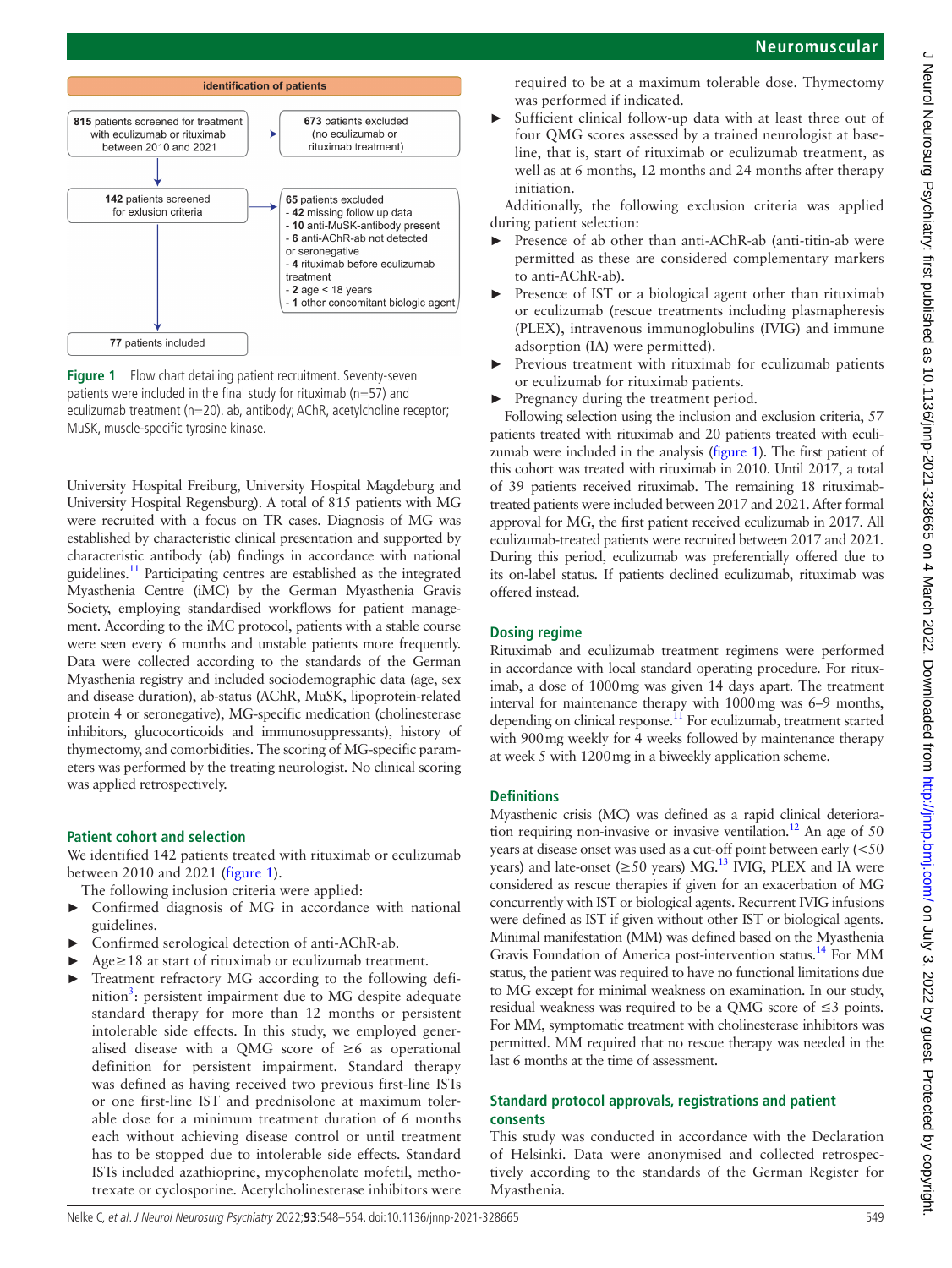identification of patients

815 patients screened for treatment with eculizumab or rituximab between 2010 and 2021 → 673 patients excluded (no eculizumab or rituximab treatment)

142 patients screened for exlusion criteria → 65 patients excluded
- 42 missing follow up data
- 10 anti-MuSK-antibody present
- 6 anti-AChR-ab not detected or seronegative
- 4 rituximab before eculizumab treatment
- 2 age < 18 years
- 1 other concomitant biologic agent

77 patients included

**Figure 1** Flow chart detailing patient recruitment. Seventy-seven patients were included in the final study for rituximab (n=57) and eculizumab treatment (n=20). ab, antibody; AChR, acetylcholine receptor; MuSK, muscle-specific tyrosine kinase.

University Hospital Freiburg, University Hospital Magdeburg and University Hospital Regensburg). A total of 815 patients with MG were recruited with a focus on TR cases. Diagnosis of MG was established by characteristic clinical presentation and supported by characteristic antibody (ab) findings in accordance with national guidelines.[11] Participating centres are established as the integrated Myasthenia Centre (iMC) by the German Myasthenia Gravis Society, employing standardised workflows for patient management. According to the iMC protocol, patients with a stable course were seen every 6 months and unstable patients more frequently. Data were collected according to the standards of the German Myasthenia registry and included sociodemographic data (age, sex and disease duration), ab-status (AChR, MuSK, lipoprotein-related protein 4 or seronegative), MG-specific medication (cholinesterase inhibitors, glucocorticoids and immunosuppressants), history of thymectomy, and comorbidities. The scoring of MG-specific parameters was performed by the treating neurologist. No clinical scoring was applied retrospectively.

### Patient cohort and selection

We identified 142 patients treated with rituximab or eculizumab between 2010 and 2021 (figure 1).

The following inclusion criteria were applied:

- Confirmed diagnosis of MG in accordance with national guidelines.
- Confirmed serological detection of anti-AChR-ab.
- Age≥18 at start of rituximab or eculizumab treatment.
- Treatment refractory MG according to the following definition[3]: persistent impairment due to MG despite adequate standard therapy for more than 12 months or persistent intolerable side effects. In this study, we employed generalised disease with a QMG score of ≥6 as operational definition for persistent impairment. Standard therapy was defined as having received two previous first-line ISTs or one first-line IST and prednisolone at maximum tolerable dose for a minimum treatment duration of 6 months each without achieving disease control or until treatment has to be stopped due to intolerable side effects. Standard ISTs included azathioprine, mycophenolate mofetil, methotrexate or cyclosporine. Acetylcholinesterase inhibitors were required to be at a maximum tolerable dose. Thymectomy was performed if indicated.
- Sufficient clinical follow-up data with at least three out of four QMG scores assessed by a trained neurologist at baseline, that is, start of rituximab or eculizumab treatment, as well as at 6 months, 12 months and 24 months after therapy initiation.

Additionally, the following exclusion criteria was applied during patient selection:

- Presence of ab other than anti-AChR-ab (anti-titin-ab were permitted as these are considered complementary markers to anti-AChR-ab).
- Presence of IST or a biological agent other than rituximab or eculizumab (rescue treatments including plasmapheresis (PLEX), intravenous immunoglobulins (IVIG) and immune adsorption (IA) were permitted).
- Previous treatment with rituximab for eculizumab patients or eculizumab for rituximab patients.
- Pregnancy during the treatment period.

Following selection using the inclusion and exclusion criteria, 57 patients treated with rituximab and 20 patients treated with eculizumab were included in the analysis (figure 1). The first patient of this cohort was treated with rituximab in 2010. Until 2017, a total of 39 patients received rituximab. The remaining 18 rituximab-treated patients were included between 2017 and 2021. After formal approval for MG, the first patient received eculizumab in 2017. All eculizumab-treated patients were recruited between 2017 and 2021. During this period, eculizumab was preferentially offered due to its on-label status. If patients declined eculizumab, rituximab was offered instead.

### Dosing regime

Rituximab and eculizumab treatment regimens were performed in accordance with local standard operating procedure. For rituximab, a dose of 1000 mg was given 14 days apart. The treatment interval for maintenance therapy with 1000 mg was 6–9 months, depending on clinical response.[11] For eculizumab, treatment started with 900 mg weekly for 4 weeks followed by maintenance therapy at week 5 with 1200 mg in a biweekly application scheme.

### Definitions

Myasthenic crisis (MC) was defined as a rapid clinical deterioration requiring non-invasive or invasive ventilation.[12] An age of 50 years at disease onset was used as a cut-off point between early (<50 years) and late-onset (≥50 years) MG.[13] IVIG, PLEX and IA were considered as rescue therapies if given for an exacerbation of MG concurrently with IST or biological agents. Recurrent IVIG infusions were defined as IST if given without other IST or biological agents. Minimal manifestation (MM) was defined based on the Myasthenia Gravis Foundation of America post-intervention status.[14] For MM status, the patient was required to have no functional limitations due to MG except for minimal weakness on examination. In our study, residual weakness was required to be a QMG score of ≤3 points. For MM, symptomatic treatment with cholinesterase inhibitors was permitted. MM required that no rescue therapy was needed in the last 6 months at the time of assessment.

### Standard protocol approvals, registrations and patient consents

This study was conducted in accordance with the Declaration of Helsinki. Data were anonymised and collected retrospectively according to the standards of the German Register for Myasthenia.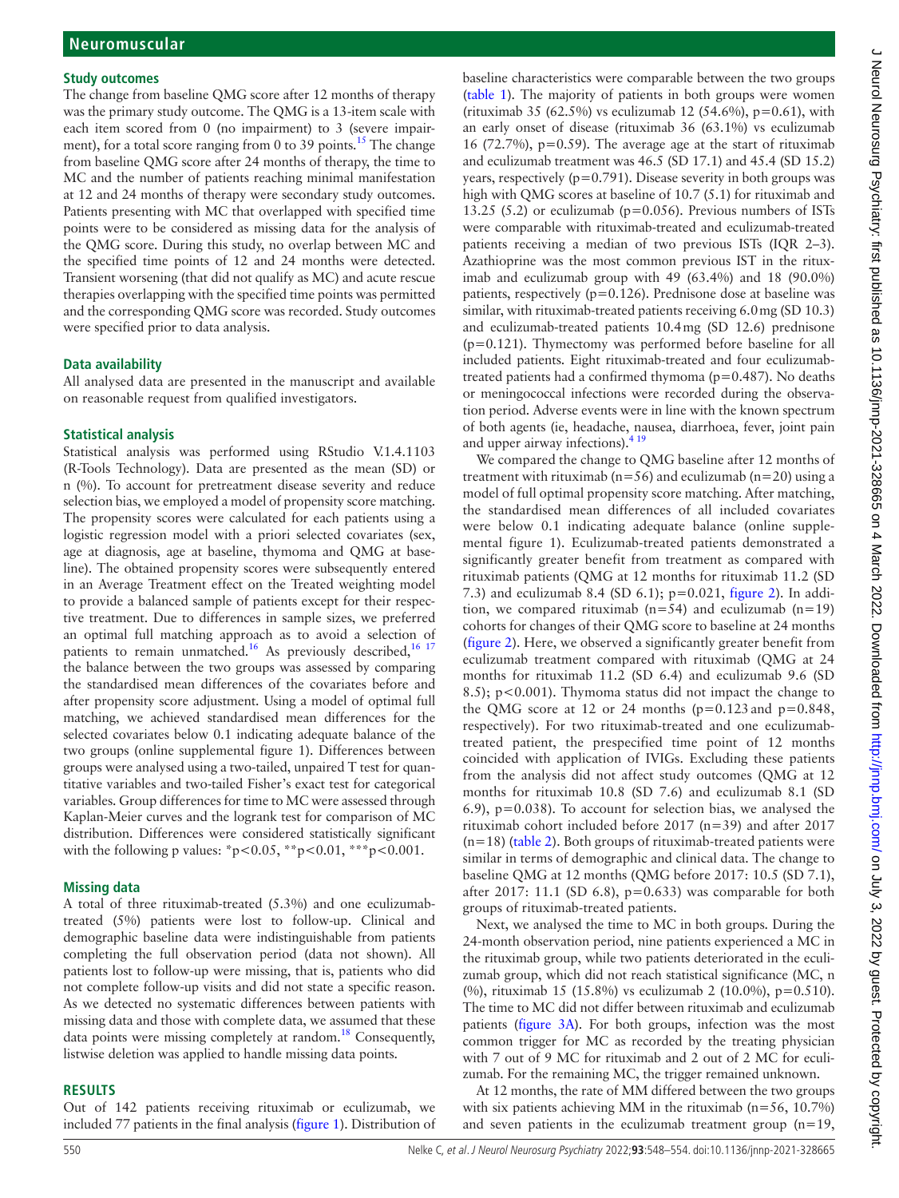### Study outcomes

The change from baseline QMG score after 12 months of therapy was the primary study outcome. The QMG is a 13-item scale with each item scored from 0 (no impairment) to 3 (severe impairment), for a total score ranging from 0 to 39 points.[15] The change from baseline QMG score after 24 months of therapy, the time to MC and the number of patients reaching minimal manifestation at 12 and 24 months of therapy were secondary study outcomes. Patients presenting with MC that overlapped with specified time points were to be considered as missing data for the analysis of the QMG score. During this study, no overlap between MC and the specified time points of 12 and 24 months were detected. Transient worsening (that did not qualify as MC) and acute rescue therapies overlapping with the specified time points was permitted and the corresponding QMG score was recorded. Study outcomes were specified prior to data analysis.

### Data availability

All analysed data are presented in the manuscript and available on reasonable request from qualified investigators.

### Statistical analysis

Statistical analysis was performed using RStudio V.1.4.1103 (R-Tools Technology). Data are presented as the mean (SD) or n (%). To account for pretreatment disease severity and reduce selection bias, we employed a model of propensity score matching. The propensity scores were calculated for each patients using a logistic regression model with a priori selected covariates (sex, age at diagnosis, age at baseline, thymoma and QMG at baseline). The obtained propensity scores were subsequently entered in an Average Treatment effect on the Treated weighting model to provide a balanced sample of patients except for their respective treatment. Due to differences in sample sizes, we preferred an optimal full matching approach as to avoid a selection of patients to remain unmatched.[16] As previously described,[16,17] the balance between the two groups was assessed by comparing the standardised mean differences of the covariates before and after propensity score adjustment. Using a model of optimal full matching, we achieved standardised mean differences for the selected covariates below 0.1 indicating adequate balance of the two groups (online supplemental figure 1). Differences between groups were analysed using a two-tailed, unpaired T test for quantitative variables and two-tailed Fisher's exact test for categorical variables. Group differences for time to MC were assessed through Kaplan-Meier curves and the logrank test for comparison of MC distribution. Differences were considered statistically significant with the following p values: \*$p<0.05$, \*\*$p<0.01$, \*\*\*$p<0.001$.

### Missing data

A total of three rituximab-treated (5.3%) and one eculizumab-treated (5%) patients were lost to follow-up. Clinical and demographic baseline data were indistinguishable from patients completing the full observation period (data not shown). All patients lost to follow-up visits were missing, that is, patients who did not complete follow-up visits and did not state a specific reason. As we detected no systematic differences between patients with missing data and those with complete data, we assumed that these data points were missing completely at random.[18] Consequently, listwise deletion was applied to handle missing data points.

## RESULTS

Out of 142 patients receiving rituximab or eculizumab, we included 77 patients in the final analysis (figure 1). Distribution of baseline characteristics were comparable between the two groups (table 1). The majority of patients in both groups were women (rituximab 35 (62.5%) vs eculizumab 12 (54.6%), p=0.61), with an early onset of disease (rituximab 36 (63.1%) vs eculizumab 16 (72.7%), p=0.59). The average age at the start of rituximab and eculizumab treatment was 46.5 (SD 17.1) and 45.4 (SD 15.2) years, respectively (p=0.791). Disease severity in both groups was high with QMG scores at baseline of 10.7 (5.1) for rituximab and 13.25 (5.2) or eculizumab (p=0.056). Previous numbers of ISTs were comparable with rituximab-treated and eculizumab-treated patients receiving a median of two previous ISTs (IQR 2–3). Azathioprine was the most common previous IST in the rituximab and eculizumab group with 49 (63.4%) and 18 (90.0%) patients, respectively (p=0.126). Prednisone dose at baseline was similar, with rituximab-treated patients receiving 6.0 mg (SD 10.3) and eculizumab-treated patients 10.4 mg (SD 12.6) prednisone (p=0.121). Thymectomy was performed before baseline for all included patients. Eight rituximab-treated and four eculizumab-treated patients had a confirmed thymoma (p=0.487). No deaths or meningococcal infections were recorded during the observation period. Adverse events were in line with the known spectrum of both agents (ie, headache, nausea, diarrhoea, fever, joint pain and upper airway infections).[4,19]

We compared the change to QMG baseline after 12 months of treatment with rituximab (n=56) and eculizumab (n=20) using a model of full optimal propensity score matching. After matching, the standardised mean differences of all included covariates were below 0.1 indicating adequate balance (online supplemental figure 1). Eculizumab-treated patients demonstrated a significantly greater benefit from treatment as compared with rituximab patients (QMG at 12 months for rituximab 11.2 (SD 7.3) and eculizumab 8.4 (SD 6.1); p=0.021, figure 2). In addition, we compared rituximab (n=54) and eculizumab (n=19) cohorts for changes of their QMG score to baseline at 24 months (figure 2). Here, we observed a significantly greater benefit from eculizumab treatment compared with rituximab (QMG at 24 months for rituximab 11.2 (SD 6.4) and eculizumab 9.6 (SD 8.5); p<0.001). Thymoma status did not impact the change to the QMG score at 12 or 24 months (p=0.123 and p=0.848, respectively). For two rituximab-treated and one eculizumab-treated patient, the prespecified time point of 12 months coincided with application of IVIGs. Excluding these patients from the analysis did not affect study outcomes (QMG at 12 months for rituximab 10.8 (SD 7.6) and eculizumab 8.1 (SD 6.9), p=0.038). To account for selection bias, we analysed the rituximab cohort included before 2017 (n=39) and after 2017 (n=18) (table 2). Both groups of rituximab-treated patients were similar in terms of demographic and clinical data. The change to baseline QMG at 12 months (QMG before 2017: 10.5 (SD 7.1), after 2017: 11.1 (SD 6.8), p=0.633) was comparable for both groups of rituximab-treated patients.

Next, we analysed the time to MC in both groups. During the 24-month observation period, nine patients experienced a MC in the rituximab group, while two patients deteriorated in the eculizumab group, which did not reach statistical significance (MC, n (%), rituximab 15 (15.8%) vs eculizumab 2 (10.0%), p=0.510). The time to MC did not differ between rituximab and eculizumab patients (figure 3A). For both groups, infection was the most common trigger for MC as recorded by the treating physician with 7 out of 9 MC for rituximab and 2 out of 2 MC for eculizumab. For the remaining MC, the trigger remained unknown.

At 12 months, the rate of MM differed between the two groups with six patients achieving MM in the rituximab (n=56, 10.7%) and seven patients in the eculizumab treatment group (n=19,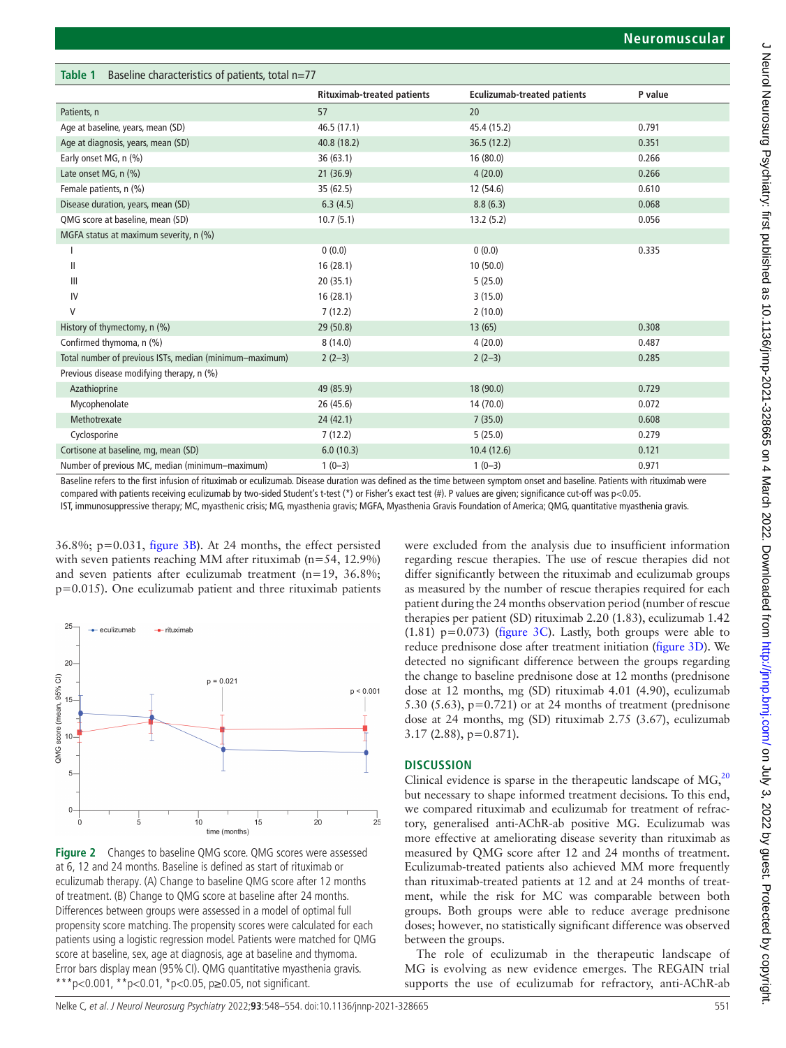**Table 1** Baseline characteristics of patients, total n=77

| | Rituximab-treated patients | Eculizumab-treated patients | P value |
|---|---|---|---|
| Patients, n | 57 | 20 | |
| Age at baseline, years, mean (SD) | 46.5 (17.1) | 45.4 (15.2) | 0.791 |
| Age at diagnosis, years, mean (SD) | 40.8 (18.2) | 36.5 (12.2) | 0.351 |
| Early onset MG, n (%) | 36 (63.1) | 16 (80.0) | 0.266 |
| Late onset MG, n (%) | 21 (36.9) | 4 (20.0) | 0.266 |
| Female patients, n (%) | 35 (62.5) | 12 (54.6) | 0.610 |
| Disease duration, years, mean (SD) | 6.3 (4.5) | 8.8 (6.3) | 0.068 |
| QMG score at baseline, mean (SD) | 10.7 (5.1) | 13.2 (5.2) | 0.056 |
| MGFA status at maximum severity, n (%) | | | |
| I | 0 (0.0) | 0 (0.0) | 0.335 |
| II | 16 (28.1) | 10 (50.0) | |
| III | 20 (35.1) | 5 (25.0) | |
| IV | 16 (28.1) | 3 (15.0) | |
| V | 7 (12.2) | 2 (10.0) | |
| History of thymectomy, n (%) | 29 (50.8) | 13 (65) | 0.308 |
| Confirmed thymoma, n (%) | 8 (14.0) | 4 (20.0) | 0.487 |
| Total number of previous ISTs, median (minimum–maximum) | 2 (2–3) | 2 (2–3) | 0.285 |
| Previous disease modifying therapy, n (%) | | | |
| Azathioprine | 49 (85.9) | 18 (90.0) | 0.729 |
| Mycophenolate | 26 (45.6) | 14 (70.0) | 0.072 |
| Methotrexate | 24 (42.1) | 7 (35.0) | 0.608 |
| Cyclosporine | 7 (12.2) | 5 (25.0) | 0.279 |
| Cortisone at baseline, mg, mean (SD) | 6.0 (10.3) | 10.4 (12.6) | 0.121 |
| Number of previous MC, median (minimum–maximum) | 1 (0–3) | 1 (0–3) | 0.971 |

Baseline refers to the first infusion of rituximab or eculizumab. Disease duration was defined as the time between symptom onset and baseline. Patients with rituximab were compared with patients receiving eculizumab by two-sided Student's t-test (*) or Fisher's exact test (#). P values are given; significance cut-off was p<0.05.
IST, immunosuppressive therapy; MC, myasthenic crisis; MG, myasthenia gravis; MGFA, Myasthenia Gravis Foundation of America; QMG, quantitative myasthenia gravis.

36.8%; p=0.031, figure 3B). At 24 months, the effect persisted with seven patients reaching MM after rituximab (n=54, 12.9%) and seven patients after eculizumab treatment (n=19, 36.8%; p=0.015). One eculizumab patient and three rituximab patients were excluded from the analysis due to insufficient information regarding rescue therapies. The use of rescue therapies did not differ significantly between the rituximab and eculizumab groups as measured by the number of rescue therapies required for each patient during the 24 months observation period (number of rescue therapies per patient (SD) rituximab 2.20 (1.83), eculizumab 1.42 (1.81) p=0.073) (figure 3C). Lastly, both groups were able to reduce prednisone dose after treatment initiation (figure 3D). We detected no significant difference between the groups regarding the change to baseline prednisone dose at 12 months (prednisone dose at 12 months, mg (SD) rituximab 4.01 (4.90), eculizumab 5.30 (5.63), p=0.721) or at 24 months of treatment (prednisone dose at 24 months, mg (SD) rituximab 2.75 (3.67), eculizumab 3.17 (2.88), p=0.871).

**Figure 2** Changes to baseline QMG score. QMG scores were assessed at 6, 12 and 24 months. Baseline is defined as start of rituximab or eculizumab therapy. (A) Change to baseline QMG score after 12 months of treatment. (B) Change to QMG score at baseline after 24 months. Differences between groups were assessed in a model of optimal full propensity score matching. The propensity scores were calculated for each patients using a logistic regression model. Patients were matched for QMG score at baseline, sex, age at diagnosis, age at baseline and thymoma. Error bars display mean (95% CI). QMG quantitative myasthenia gravis. ***p<0.001, **p<0.01, *p<0.05, p≥0.05, not significant.

## DISCUSSION

Clinical evidence is sparse in the therapeutic landscape of MG,[20] but necessary to shape informed treatment decisions. To this end, we compared rituximab and eculizumab for treatment of refractory, generalised anti-AChR-ab positive MG. Eculizumab was more effective at ameliorating disease severity than rituximab as measured by QMG score after 12 and 24 months of treatment. Eculizumab-treated patients also achieved MM more frequently than rituximab-treated patients at 12 and at 24 months of treatment, while the risk for MC was comparable between both groups. Both groups were able to reduce average prednisone doses; however, no statistically significant difference was observed between the groups.

The role of eculizumab in the therapeutic landscape of MG is evolving as new evidence emerges. The REGAIN trial supports the use of eculizumab for refractory, anti-AChR-ab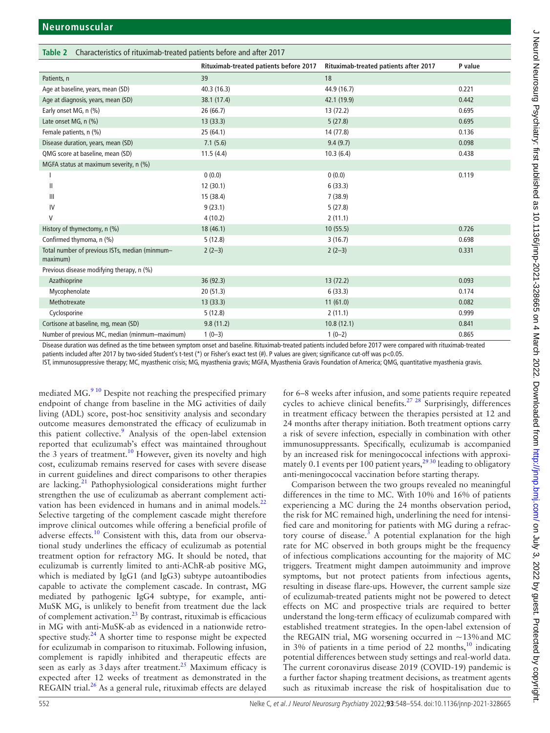**Table 2** Characteristics of rituximab-treated patients before and after 2017

| | Rituximab-treated patients before 2017 | Rituximab-treated patients after 2017 | P value |
|---|---|---|---|
| Patients, n | 39 | 18 | |
| Age at baseline, years, mean (SD) | 40.3 (16.3) | 44.9 (16.7) | 0.221 |
| Age at diagnosis, years, mean (SD) | 38.1 (17.4) | 42.1 (19.9) | 0.442 |
| Early onset MG, n (%) | 26 (66.7) | 13 (72.2) | 0.695 |
| Late onset MG, n (%) | 13 (33.3) | 5 (27.8) | 0.695 |
| Female patients, n (%) | 25 (64.1) | 14 (77.8) | 0.136 |
| Disease duration, years, mean (SD) | 7.1 (5.6) | 9.4 (9.7) | 0.098 |
| QMG score at baseline, mean (SD) | 11.5 (4.4) | 10.3 (6.4) | 0.438 |
| MGFA status at maximum severity, n (%) | | | |
| I | 0 (0.0) | 0 (0.0) | 0.119 |
| II | 12 (30.1) | 6 (33.3) | |
| III | 15 (38.4) | 7 (38.9) | |
| IV | 9 (23.1) | 5 (27.8) | |
| V | 4 (10.2) | 2 (11.1) | |
| History of thymectomy, n (%) | 18 (46.1) | 10 (55.5) | 0.726 |
| Confirmed thymoma, n (%) | 5 (12.8) | 3 (16.7) | 0.698 |
| Total number of previous ISTs, median (minmum–maximum) | 2 (2–3) | 2 (2–3) | 0.331 |
| Previous disease modifying therapy, n (%) | | | |
| Azathioprine | 36 (92.3) | 13 (72.2) | 0.093 |
| Mycophenolate | 20 (51.3) | 6 (33.3) | 0.174 |
| Methotrexate | 13 (33.3) | 11 (61.0) | 0.082 |
| Cyclosporine | 5 (12.8) | 2 (11.1) | 0.999 |
| Cortisone at baseline, mg, mean (SD) | 9.8 (11.2) | 10.8 (12.1) | 0.841 |
| Number of previous MC, median (minmum–maximum) | 1 (0–3) | 1 (0–2) | 0.865 |

Disease duration was defined as the time between symptom onset and baseline. Rituximab-treated patients included before 2017 were compared with rituximab-treated patients included after 2017 by two-sided Student's t-test (*) or Fisher's exact test (#). P values are given; significance cut-off was p<0.05.

IST, immunosuppressive therapy; MC, myasthenic crisis; MG, myasthenia gravis; MGFA, Myasthenia Gravis Foundation of America; QMG, quantitative myasthenia gravis.

mediated MG.[9 10] Despite not reaching the prespecified primary endpoint of change from baseline in the MG activities of daily living (ADL) score, post-hoc sensitivity analysis and secondary outcome measures demonstrated the efficacy of eculizumab in this patient collective.[9] Analysis of the open-label extension reported that eculizumab's effect was maintained throughout the 3 years of treatment.[10] However, given its novelty and high cost, eculizumab remains reserved for cases with severe disease in current guidelines and direct comparisons to other therapies are lacking.[21] Pathophysiological considerations might further strengthen the use of eculizumab as aberrant complement activation has been evidenced in humans and in animal models.[22] Selective targeting of the complement cascade might therefore improve clinical outcomes while offering a beneficial profile of adverse effects.[10] Consistent with this, data from our observational study underlines the efficacy of eculizumab as potential treatment option for refractory MG. It should be noted, that eculizumab is currently limited to anti-AChR-ab positive MG, which is mediated by IgG1 (and IgG3) subtype autoantibodies capable to activate the complement cascade. In contrast, MG mediated by pathogenic IgG4 subtype, for example, anti-MuSK MG, is unlikely to benefit from treatment due the lack of complement activation.[23] By contrast, rituximab is efficacious in MG with anti-MuSK-ab as evidenced in a nationwide retrospective study.[24] A shorter time to response might be expected for eculizumab in comparison to rituximab. Following infusion, complement is rapidly inhibited and therapeutic effects are seen as early as 3 days after treatment.[25] Maximum efficacy is expected after 12 weeks of treatment as demonstrated in the REGAIN trial.[26] As a general rule, rituximab effects are delayed for 6–8 weeks after infusion, and some patients require repeated cycles to achieve clinical benefits.[27 28] Surprisingly, differences in treatment efficacy between the therapies persisted at 12 and 24 months after therapy initiation. Both treatment options carry a risk of severe infection, especially in combination with other immunosuppressants. Specifically, eculizumab is accompanied by an increased risk for meningococcal infections with approximately 0.1 events per 100 patient years,[29 30] leading to obligatory anti-meningococcal vaccination before starting therapy.

Comparison between the two groups revealed no meaningful differences in the time to MC. With 10% and 16% of patients experiencing a MC during the 24 months observation period, the risk for MC remained high, underlining the need for intensified care and monitoring for patients with MG during a refractory course of disease.[3] A potential explanation for the high rate for MC observed in both groups might be the frequency of infectious complications accounting for the majority of MC triggers. Treatment might dampen autoimmunity and improve symptoms, but not protect patients from infectious agents, resulting in disease flare-ups. However, the current sample size of eculizumab-treated patients might not be powered to detect effects on MC and prospective trials are required to better understand the long-term efficacy of eculizumab compared with established treatment strategies. In the open-label extension of the REGAIN trial, MG worsening occurred in ~13% and MC in 3% of patients in a time period of 22 months,[10] indicating potential differences between study settings and real-world data. The current coronavirus disease 2019 (COVID-19) pandemic is a further factor shaping treatment decisions, as treatment agents such as rituximab increase the risk of hospitalisation due to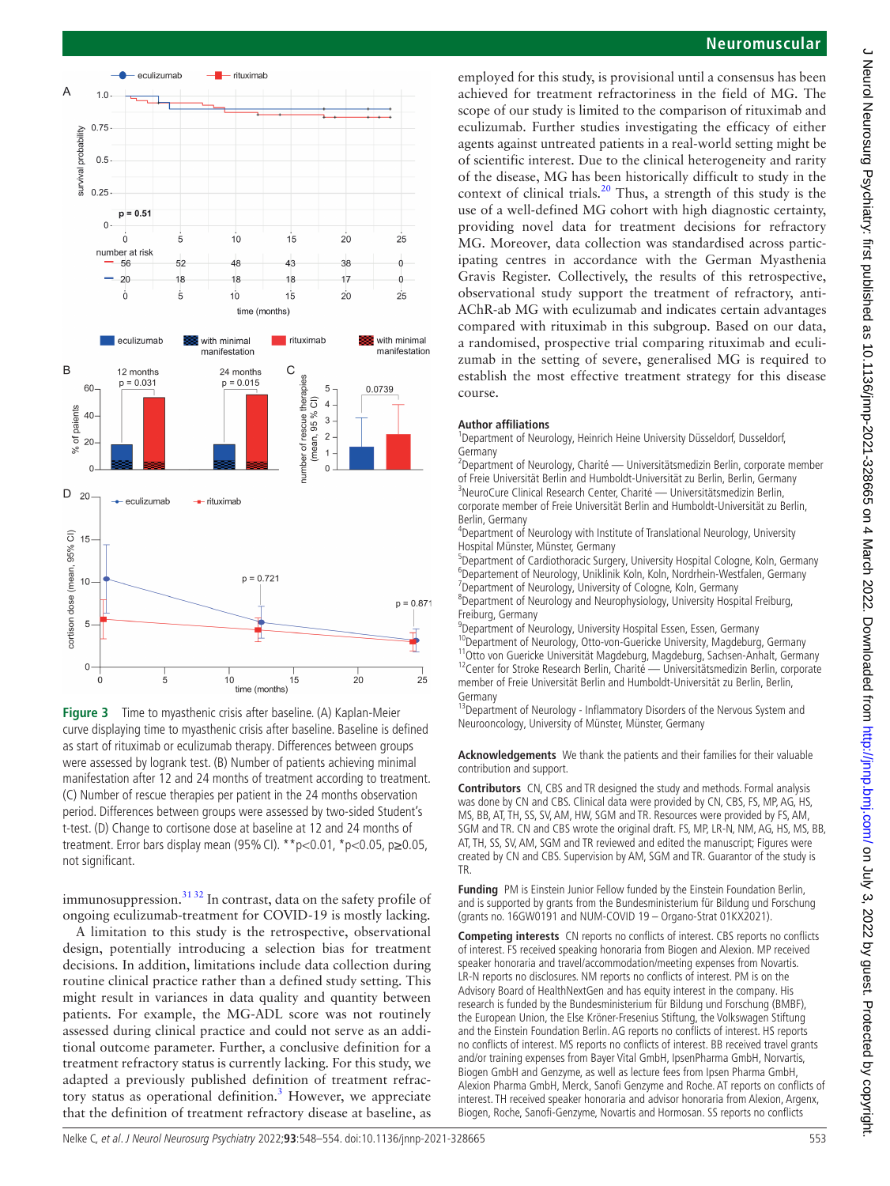Figure 3 Time to myasthenic crisis after baseline. (A) Kaplan-Meier curve displaying time to myasthenic crisis after baseline. Baseline is defined as start of rituximab or eculizumab therapy. Differences between groups were assessed by logrank test. (B) Number of patients achieving minimal manifestation after 12 and 24 months of treatment according to treatment. (C) Number of rescue therapies per patient in the 24 months observation period. Differences between groups were assessed by two-sided Student's t-test. (D) Change to cortisone dose at baseline at 12 and 24 months of treatment. Error bars display mean (95% CI). \*\*p<0.01, \*p<0.05, p≥0.05, not significant.

immunosuppression.[31 32] In contrast, data on the safety profile of ongoing eculizumab-treatment for COVID-19 is mostly lacking.

A limitation to this study is the retrospective, observational design, potentially introducing a selection bias for treatment decisions. In addition, limitations include data collection during routine clinical practice rather than a defined study setting. This might result in variances in data quality and quantity between patients. For example, the MG-ADL score was not routinely assessed during clinical practice and could not serve as an additional outcome parameter. Further, a conclusive definition for a treatment refractory status is currently lacking. For this study, we adapted a previously published definition of treatment refractory status as operational definition.[3] However, we appreciate that the definition of treatment refractory disease at baseline, as employed for this study, is provisional until a consensus has been achieved for treatment refractoriness in the field of MG. The scope of our study is limited to the comparison of rituximab and eculizumab. Further studies investigating the efficacy of either agents against untreated patients in a real-world setting might be of scientific interest. Due to the clinical heterogeneity and rarity of the disease, MG has been historically difficult to study in the context of clinical trials.[20] Thus, a strength of this study is the use of a well-defined MG cohort with high diagnostic certainty, providing novel data for treatment decisions for refractory MG. Moreover, data collection was standardised across participating centres in accordance with the German Myasthenia Gravis Register. Collectively, the results of this retrospective, observational study support the treatment of refractory, anti-AChR-ab MG with eculizumab and indicates certain advantages compared with rituximab in this subgroup. Based on our data, a randomised, prospective trial comparing rituximab and eculizumab in the setting of severe, generalised MG is required to establish the most effective treatment strategy for this disease course.

## Author affiliations

[1]Department of Neurology, Heinrich Heine University Düsseldorf, Dusseldorf, Germany
[2]Department of Neurology, Charité — Universitätsmedizin Berlin, corporate member of Freie Universität Berlin and Humboldt-Universität zu Berlin, Berlin, Germany
[3]NeuroCure Clinical Research Center, Charité — Universitätsmedizin Berlin, corporate member of Freie Universität Berlin and Humboldt-Universität zu Berlin, Berlin, Germany
[4]Department of Neurology with Institute of Translational Neurology, University Hospital Münster, Münster, Germany
[5]Department of Cardiothoracic Surgery, University Hospital Cologne, Koln, Germany
[6]Departement of Neurology, Uniklinik Koln, Koln, Nordrhein-Westfalen, Germany
[7]Department of Neurology, University of Cologne, Koln, Germany
[8]Department of Neurology and Neurophysiology, University Hospital Freiburg, Freiburg, Germany
[9]Department of Neurology, University Hospital Essen, Essen, Germany
[10]Department of Neurology, Otto-von-Guericke University, Magdeburg, Germany
[11]Otto von Guericke Universität Magdeburg, Magdeburg, Sachsen-Anhalt, Germany
[12]Center for Stroke Research Berlin, Charité — Universitätsmedizin Berlin, corporate member of Freie Universität Berlin and Humboldt-Universität zu Berlin, Berlin, Germany
[13]Department of Neurology - Inflammatory Disorders of the Nervous System and Neurooncology, University of Münster, Münster, Germany

**Acknowledgements** We thank the patients and their families for their valuable contribution and support.

**Contributors** CN, CBS and TR designed the study and methods. Formal analysis was done by CN and CBS. Clinical data were provided by CN, CBS, FS, MP, AG, HS, MS, BB, AT, TH, SS, SV, AM, HW, SGM and TR. Resources were provided by FS, AM, SGM and TR. CN and CBS wrote the original draft. FS, MP, LR-N, NM, AG, HS, MS, BB, AT, TH, SS, SV, AM, SGM and TR reviewed and edited the manuscript; Figures were created by CN and CBS. Supervision by AM, SGM and TR. Guarantor of the study is TR.

**Funding** PM is Einstein Junior Fellow funded by the Einstein Foundation Berlin, and is supported by grants from the Bundesministerium für Bildung und Forschung (grants no. 16GW0191 and NUM-COVID 19 – Organo-Strat 01KX2021).

**Competing interests** CN reports no conflicts of interest. CBS reports no conflicts of interest. FS received speaking honoraria from Biogen and Alexion. MP received speaker honoraria and travel/accommodation/meeting expenses from Novartis. LR-N reports no disclosures. NM reports no conflicts of interest. NM is on the Advisory Board of HealthNextGen and has equity interest in the company. His research is funded by the Bundesministerium für Bildung und Forschung (BMBF), the European Union, the Else Kröner-Fresenius Stiftung, the Volkswagen Stiftung and the Einstein Foundation Berlin. AG reports no conflicts of interest. HS reports no conflicts of interest. MS reports no conflicts of interest. BB received travel grants and/or training expenses from Bayer Vital GmbH, IpsenPharma GmbH, Norvartis, Biogen GmbH and Genzyme, as well as lecture fees from Ipsen Pharma GmbH, Alexion Pharma GmbH, Merck, Sanofi Genzyme and Roche. AT reports on conflicts of interest. TH received speaker honoraria and advisor honoraria from Alexion, Argenx, Biogen, Roche, Sanofi-Genzyme, Novartis and Hormosan. SS reports no conflicts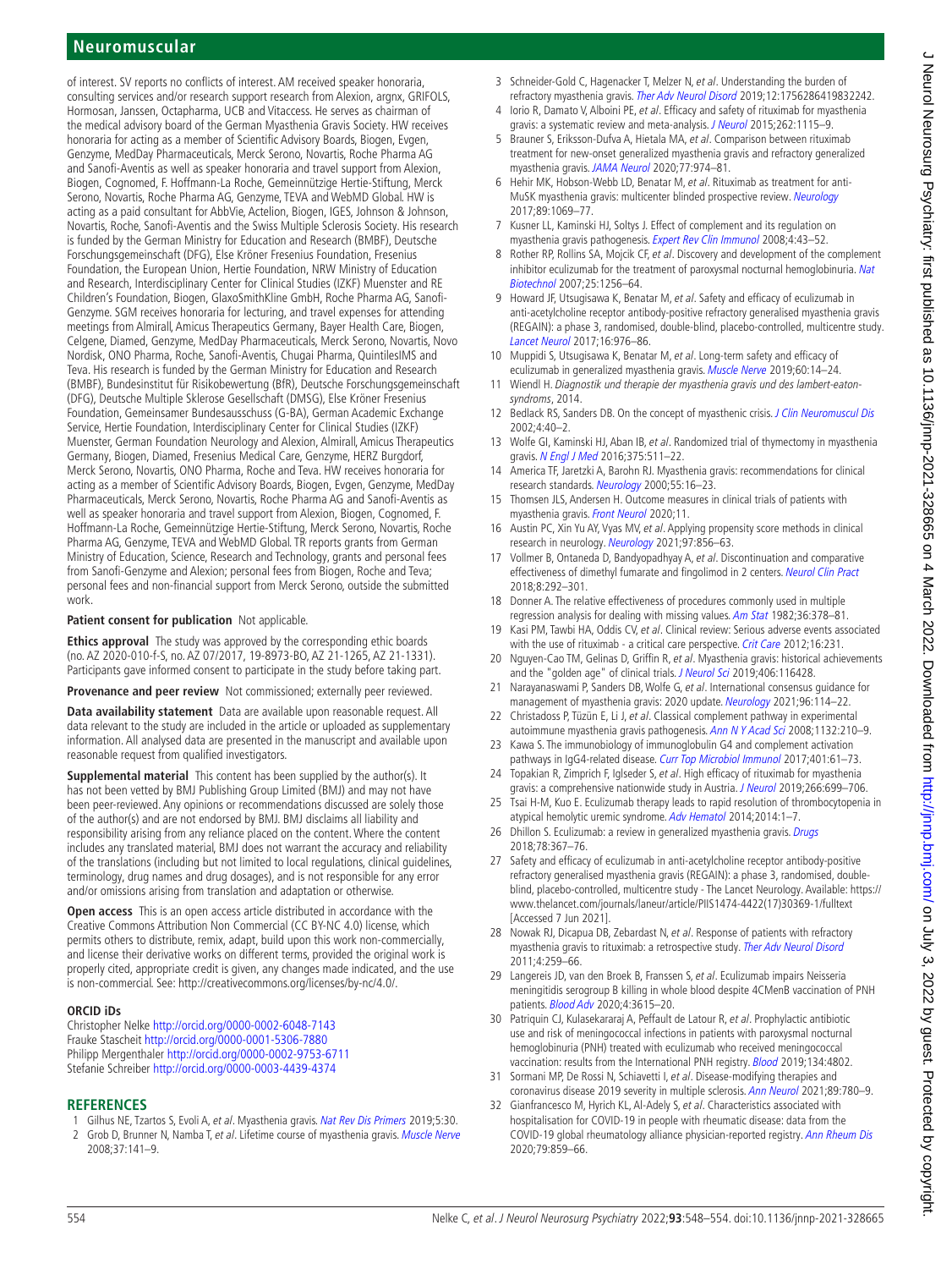of interest. SV reports no conflicts of interest. AM received speaker honoraria, consulting services and/or research support research from Alexion, argnx, GRIFOLS, Hormosan, Janssen, Octapharma, UCB and Vitaccess. He serves as chairman of the medical advisory board of the German Myasthenia Gravis Society. HW receives honoraria for acting as a member of Scientific Advisory Boards, Biogen, Evgen, Genzyme, MedDay Pharmaceuticals, Merck Serono, Novartis, Roche Pharma AG and Sanofi-Aventis as well as speaker honoraria and travel support from Alexion, Biogen, Cognomed, F. Hoffmann-La Roche, Gemeinnützige Hertie-Stiftung, Merck Serono, Novartis, Roche Pharma AG, Genzyme, TEVA and WebMD Global. HW is acting as a paid consultant for AbbVie, Actelion, Biogen, IGES, Johnson & Johnson, Novartis, Roche, Sanofi-Aventis and the Swiss Multiple Sclerosis Society. His research is funded by the German Ministry for Education and Research (BMBF), Deutsche Forschungsgemeinschaft (DFG), Else Kröner Fresenius Foundation, Fresenius Foundation, the European Union, Hertie Foundation, NRW Ministry of Education and Research, Interdisciplinary Center for Clinical Studies (IZKF) Muenster and RE Children's Foundation, Biogen, GlaxoSmithKline GmbH, Roche Pharma AG, Sanofi-Genzyme. SGM receives honoraria for lecturing, and travel expenses for attending meetings from Almirall, Amicus Therapeutics Germany, Bayer Health Care, Biogen, Celgene, Diamed, Genzyme, MedDay Pharmaceuticals, Merck Serono, Novartis, Novo Nordisk, ONO Pharma, Roche, Sanofi-Aventis, Chugai Pharma, QuintilesIMS and Teva. His research is funded by the German Ministry for Education and Research (BMBF), Bundesinstitut für Risikobewertung (BfR), Deutsche Forschungsgemeinschaft (DFG), Deutsche Multiple Sklerose Gesellschaft (DMSG), Else Kröner Fresenius Foundation, Gemeinsamer Bundesausschuss (G-BA), German Academic Exchange Service, Hertie Foundation, Interdisciplinary Center for Clinical Studies (IZKF) Muenster, German Foundation Neurology and Alexion, Almirall, Amicus Therapeutics Germany, Biogen, Diamed, Fresenius Medical Care, Genzyme, HERZ Burgdorf, Merck Serono, Novartis, ONO Pharma, Roche and Teva. HW receives honoraria for acting as a member of Scientific Advisory Boards, Biogen, Evgen, Genzyme, MedDay Pharmaceuticals, Merck Serono, Novartis, Roche Pharma AG and Sanofi-Aventis as well as speaker honoraria and travel support from Alexion, Biogen, Cognomed, F. Hoffmann-La Roche, Gemeinnützige Hertie-Stiftung, Merck Serono, Novartis, Roche Pharma AG, Genzyme, TEVA and WebMD Global. TR reports grants from German Ministry of Education, Science, Research and Technology, grants and personal fees from Sanofi-Genzyme and Alexion; personal fees from Biogen, Roche and Teva; personal fees and non-financial support from Merck Serono, outside the submitted work.

**Patient consent for publication** Not applicable.

**Ethics approval** The study was approved by the corresponding ethic boards (no. AZ 2020-010-f-S, no. AZ 07/2017, 19-8973-BO, AZ 21-1265, AZ 21-1331). Participants gave informed consent to participate in the study before taking part.

**Provenance and peer review** Not commissioned; externally peer reviewed.

**Data availability statement** Data are available upon reasonable request. All data relevant to the study are included in the article or uploaded as supplementary information. All analysed data are presented in the manuscript and available upon reasonable request from qualified investigators.

**Supplemental material** This content has been supplied by the author(s). It has not been vetted by BMJ Publishing Group Limited (BMJ) and may not have been peer-reviewed. Any opinions or recommendations discussed are solely those of the author(s) and are not endorsed by BMJ. BMJ disclaims all liability and responsibility arising from any reliance placed on the content. Where the content includes any translated material, BMJ does not warrant the accuracy and reliability of the translations (including but not limited to local regulations, clinical guidelines, terminology, drug names and drug dosages), and is not responsible for any error and/or omissions arising from translation and adaptation or otherwise.

**Open access** This is an open access article distributed in accordance with the Creative Commons Attribution Non Commercial (CC BY-NC 4.0) license, which permits others to distribute, remix, adapt, build upon this work non-commercially, and license their derivative works on different terms, provided the original work is properly cited, appropriate credit is given, any changes made indicated, and the use is non-commercial. See: http://creativecommons.org/licenses/by-nc/4.0/.

**ORCID iDs**

Christopher Nelke http://orcid.org/0000-0002-6048-7143
Frauke Stascheit http://orcid.org/0000-0001-5306-7880
Philipp Mergenthaler http://orcid.org/0000-0002-9753-6711
Stefanie Schreiber http://orcid.org/0000-0003-4439-4374

## REFERENCES

1. Gilhus NE, Tzartos S, Evoli A, *et al*. Myasthenia gravis. *Nat Rev Dis Primers* 2019;5:30.
2. Grob D, Brunner N, Namba T, *et al*. Lifetime course of myasthenia gravis. *Muscle Nerve* 2008;37:141–9.
3. Schneider-Gold C, Hagenacker T, Melzer N, *et al*. Understanding the burden of refractory myasthenia gravis. *Ther Adv Neurol Disord* 2019;12:1756286419832242.
4. Iorio R, Damato V, Alboini PE, *et al*. Efficacy and safety of rituximab for myasthenia gravis: a systematic review and meta-analysis. *J Neurol* 2015;262:1115–9.
5. Brauner S, Eriksson-Dufva A, Hietala MA, *et al*. Comparison between rituximab treatment for new-onset generalized myasthenia gravis and refractory generalized myasthenia gravis. *JAMA Neurol* 2020;77:974–81.
6. Hehir MK, Hobson-Webb LD, Benatar M, *et al*. Rituximab as treatment for anti-MuSK myasthenia gravis: multicenter blinded prospective review. *Neurology* 2017;89:1069–77.
7. Kusner LL, Kaminski HJ, Soltys J. Effect of complement and its regulation on myasthenia gravis pathogenesis. *Expert Rev Clin Immunol* 2008;4:43–52.
8. Rother RP, Rollins SA, Mojcik CF, *et al*. Discovery and development of the complement inhibitor eculizumab for the treatment of paroxysmal nocturnal hemoglobinuria. *Nat Biotechnol* 2007;25:1256–64.
9. Howard JF, Utsugisawa K, Benatar M, *et al*. Safety and efficacy of eculizumab in anti-acetylcholine receptor antibody-positive refractory generalised myasthenia gravis (REGAIN): a phase 3, randomised, double-blind, placebo-controlled, multicentre study. *Lancet Neurol* 2017;16:976–86.
10. Muppidi S, Utsugisawa K, Benatar M, *et al*. Long-term safety and efficacy of eculizumab in generalized myasthenia gravis. *Muscle Nerve* 2019;60:14–24.
11. Wiendl H. *Diagnostik und therapie der myasthenia gravis und des lambert-eaton-syndroms*, 2014.
12. Bedlack RS, Sanders DB. On the concept of myasthenic crisis. *J Clin Neuromuscul Dis* 2002;4:40–2.
13. Wolfe GI, Kaminski HJ, Aban IB, *et al*. Randomized trial of thymectomy in myasthenia gravis. *N Engl J Med* 2016;375:511–22.
14. America TF, Jaretzki A, Barohn RJ. Myasthenia gravis: recommendations for clinical research standards. *Neurology* 2000;55:16–23.
15. Thomsen JLS, Andersen H. Outcome measures in clinical trials of patients with myasthenia gravis. *Front Neurol* 2020;11.
16. Austin PC, Xin Yu AY, Vyas MV, *et al*. Applying propensity score methods in clinical research in neurology. *Neurology* 2021;97:856–63.
17. Vollmer B, Ontaneda D, Bandyopadhyay A, *et al*. Discontinuation and comparative effectiveness of dimethyl fumarate and fingolimod in 2 centers. *Neurol Clin Pract* 2018;8:292–301.
18. Donner A. The relative effectiveness of procedures commonly used in multiple regression analysis for dealing with missing values. *Am Stat* 1982;36:378–81.
19. Kasi PM, Tawbi HA, Oddis CV, *et al*. Clinical review: Serious adverse events associated with the use of rituximab - a critical care perspective. *Crit Care* 2012;16:231.
20. Nguyen-Cao TM, Gelinas D, Griffin R, *et al*. Myasthenia gravis: historical achievements and the "golden age" of clinical trials. *J Neurol Sci* 2019;406:116428.
21. Narayanaswami P, Sanders DB, Wolfe G, *et al*. International consensus guidance for management of myasthenia gravis: 2020 update. *Neurology* 2021;96:114–22.
22. Christadoss P, Tüzün E, Li J, *et al*. Classical complement pathway in experimental autoimmune myasthenia gravis pathogenesis. *Ann N Y Acad Sci* 2008;1132:210–9.
23. Kawa S. The immunobiology of immunoglobulin G4 and complement activation pathways in IgG4-related disease. *Curr Top Microbiol Immunol* 2017;401:61–73.
24. Topakian R, Zimprich F, Iglseder S, *et al*. High efficacy of rituximab for myasthenia gravis: a comprehensive nationwide study in Austria. *J Neurol* 2019;266:699–706.
25. Tsai H-M, Kuo E. Eculizumab therapy leads to rapid resolution of thrombocytopenia in atypical hemolytic uremic syndrome. *Adv Hematol* 2014;2014:1–7.
26. Dhillon S. Eculizumab: a review in generalized myasthenia gravis. *Drugs* 2018;78:367–76.
27. Safety and efficacy of eculizumab in anti-acetylcholine receptor antibody-positive refractory generalised myasthenia gravis (REGAIN): a phase 3, randomised, double-blind, placebo-controlled, multicentre study - The Lancet Neurology. Available: https://www.thelancet.com/journals/laneur/article/PIIS1474-4422(17)30369-1/fulltext [Accessed 7 Jun 2021].
28. Nowak RJ, Dicapua DB, Zebardast N, *et al*. Response of patients with refractory myasthenia gravis to rituximab: a retrospective study. *Ther Adv Neurol Disord* 2011;4:259–66.
29. Langereis JD, van den Broek B, Franssen S, *et al*. Eculizumab impairs Neisseria meningitidis serogroup B killing in whole blood despite 4CMenB vaccination of PNH patients. *Blood Adv* 2020;4:3615–20.
30. Patriquin CJ, Kulasekararaj A, Peffault de Latour R, *et al*. Prophylactic antibiotic use and risk of meningococcal infections in patients with paroxysmal nocturnal hemoglobinuria (PNH) treated with eculizumab who received meningococcal vaccination: results from the International PNH registry. *Blood* 2019;134:4802.
31. Sormani MP, De Rossi N, Schiavetti I, *et al*. Disease-modifying therapies and coronavirus disease 2019 severity in multiple sclerosis. *Ann Neurol* 2021;89:780–9.
32. Gianfrancesco M, Hyrich KL, Al-Adely S, *et al*. Characteristics associated with hospitalisation for COVID-19 in people with rheumatic disease: data from the COVID-19 global rheumatology alliance physician-reported registry. *Ann Rheum Dis* 2020;79:859–66.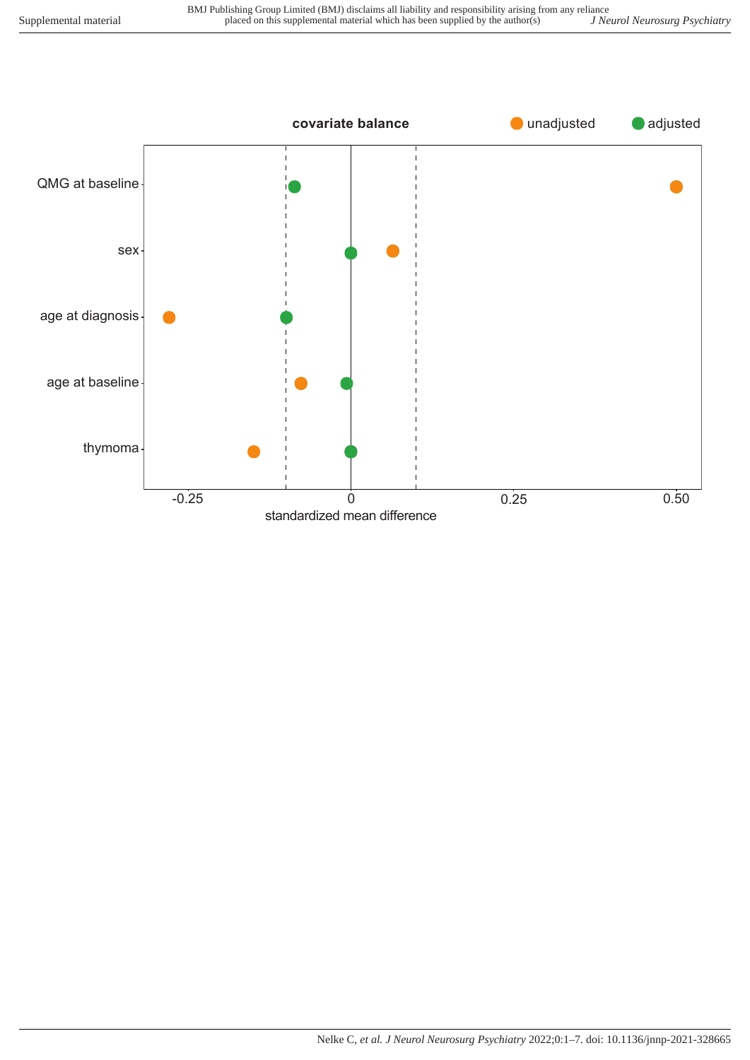covariate balance

unadjusted

adjusted

QMG at baseline

sex

age at diagnosis

age at baseline

thymoma

-0.25

0

0.25

0.50

standardized mean difference